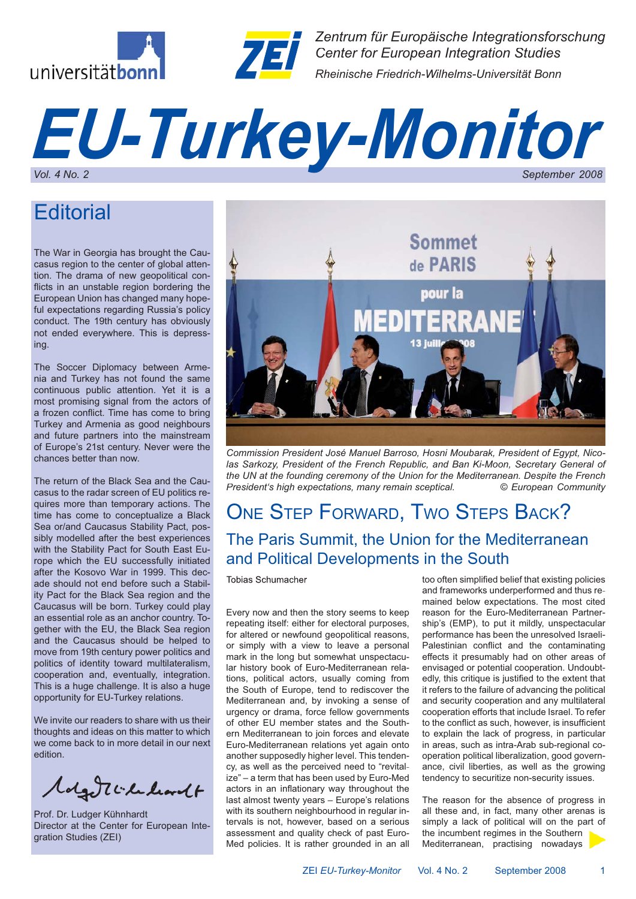Zentrum für Europäische Integrationsforschung
Center for European Integration Studies
Rheinische Friedrich-Wilhelms-Universität Bonn

# EU-Turkey-Monitor

Vol. 4 No. 2 — September 2008

## Editorial

The War in Georgia has brought the Caucasus region to the center of global attention. The drama of new geopolitical conflicts in an unstable region bordering the European Union has changed many hopeful expectations regarding Russia's policy conduct. The 19th century has obviously not ended everywhere. This is depressing.

The Soccer Diplomacy between Armenia and Turkey has not found the same continuous public attention. Yet it is a most promising signal from the actors of a frozen conflict. Time has come to bring Turkey and Armenia as good neighbours and future partners into the mainstream of Europe's 21st century. Never were the chances better than now.

The return of the Black Sea and the Caucasus to the radar screen of EU politics requires more than temporary actions. The time has come to conceptualize a Black Sea or/and Caucasus Stability Pact, possibly modelled after the best experiences with the Stability Pact for South East Europe which the EU successfully initiated after the Kosovo War in 1999. This decade should not end before such a Stability Pact for the Black Sea region and the Caucasus will be born. Turkey could play an essential role as an anchor country. Together with the EU, the Black Sea region and the Caucasus should be helped to move from 19th century power politics and politics of identity toward multilateralism, cooperation and, eventually, integration. This is a huge challenge. It is also a huge opportunity for EU-Turkey relations.

We invite our readers to share with us their thoughts and ideas on this matter to which we come back to in more detail in our next edition.

Prof. Dr. Ludger Kühnhardt
Director at the Center for European Integration Studies (ZEI)

*Commission President José Manuel Barroso, Hosni Moubarak, President of Egypt, Nicolas Sarkozy, President of the French Republic, and Ban Ki-Moon, Secretary General of the UN at the founding ceremony of the Union for the Mediterranean. Despite the French President's high expectations, many remain sceptical.* © European Community

## One Step Forward, Two Steps Back?

### The Paris Summit, the Union for the Mediterranean and Political Developments in the South

Tobias Schumacher

Every now and then the story seems to keep repeating itself: either for electoral purposes, for altered or newfound geopolitical reasons, or simply with a view to leave a personal mark in the long but somewhat unspectacular history book of Euro-Mediterranean relations, political actors, usually coming from the South of Europe, tend to rediscover the Mediterranean and, by invoking a sense of urgency or drama, force fellow governments of other EU member states and the Southern Mediterranean to join forces and elevate Euro-Mediterranean relations yet again onto another supposedly higher level. This tendency, as well as the perceived need to "revitalize" – a term that has been used by Euro-Med actors in an inflationary way throughout the last almost twenty years – Europe's relations with its southern neighbourhood in regular intervals is not, however, based on a serious assessment and quality check of past Euro-Med policies. It is rather grounded in an all too often simplified belief that existing policies and frameworks underperformed and thus remained below expectations. The most cited reason for the Euro-Mediterranean Partnership's (EMP), to put it mildly, unspectacular performance has been the unresolved Israeli-Palestinian conflict and the contaminating effects it presumably had on other areas of envisaged or potential cooperation. Undoubtedly, this critique is justified to the extent that it refers to the failure of advancing the political and security cooperation and any multilateral cooperation efforts that include Israel. To refer to the conflict as such, however, is insufficient to explain the lack of progress, in particular in areas, such as intra-Arab sub-regional cooperation political liberalization, good governance, civil liberties, as well as the growing tendency to securitize non-security issues.

The reason for the absence of progress in all these and, in fact, many other arenas is simply a lack of political will on the part of the incumbent regimes in the Southern Mediterranean, practicing nowadays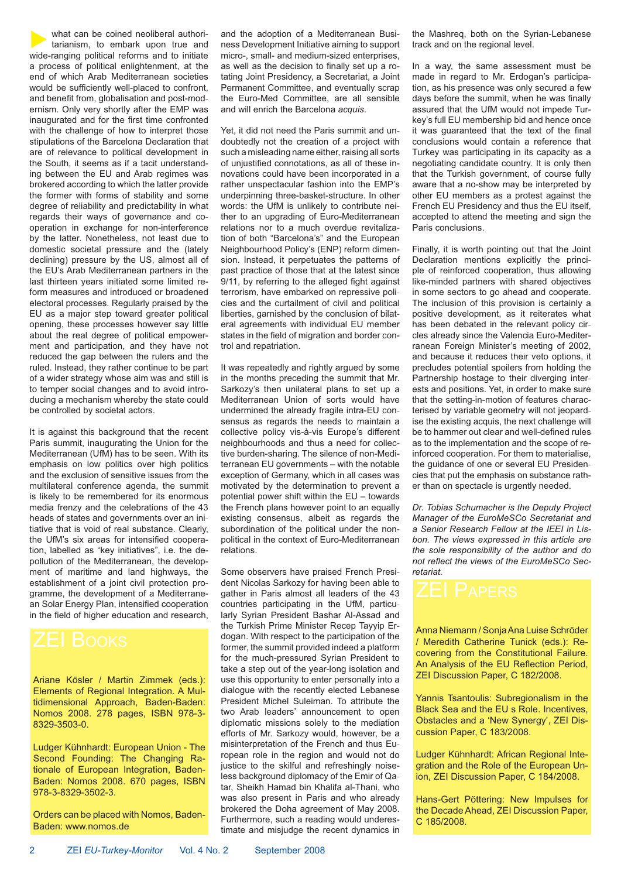what can be coined neoliberal authoritarianism, to embark upon true and wide-ranging political reforms and to initiate a process of political enlightenment, at the end of which Arab Mediterranean societies would be sufficiently well-placed to confront, and benefit from, globalisation and post-modernism. Only very shortly after the EMP was inaugurated and for the first time confronted with the challenge of how to interpret those stipulations of the Barcelona Declaration that are of relevance to political development in the South, it seems as if a tacit understanding between the EU and Arab regimes was brokered according to which the latter provide the former with forms of stability and some degree of reliability and predictability in what regards their ways of governance and cooperation in exchange for non-interference by the latter. Nonetheless, not least due to domestic societal pressure and the (lately declining) pressure by the US, almost all of the EU's Arab Mediterranean partners in the last thirteen years initiated some limited reform measures and introduced or broadened electoral processes. Regularly praised by the EU as a major step toward greater political opening, these processes however say little about the real degree of political empowerment and participation, and they have not reduced the gap between the rulers and the ruled. Instead, they rather continue to be part of a wider strategy whose aim was and still is to temper social changes and to avoid introducing a mechanism whereby the state could be controlled by societal actors.

It is against this background that the recent Paris summit, inaugurating the Union for the Mediterranean (UfM) has to be seen. With its emphasis on low politics over high politics and the exclusion of sensitive issues from the multilateral conference agenda, the summit is likely to be remembered for its enormous media frenzy and the celebrations of the 43 heads of states and governments over an initiative that is void of real substance. Clearly, the UfM's six areas for intensified cooperation, labelled as "key initiatives", i.e. the depollution of the Mediterranean, the development of maritime and land highways, the establishment of a joint civil protection programme, the development of a Mediterranean Solar Energy Plan, intensified cooperation in the field of higher education and research, and the adoption of a Mediterranean Business Development Initiative aiming to support micro-, small- and medium-sized enterprises, as well as the decision to finally set up a rotating Joint Presidency, a Secretariat, a Joint Permanent Committee, and eventually scrap the Euro-Med Committee, are all sensible and will enrich the Barcelona *acquis*.

Yet, it did not need the Paris summit and undoubtedly not the creation of a project with such a misleading name either, raising all sorts of unjustified connotations, as all of these innovations could have been incorporated in a rather unspectacular fashion into the EMP's underpinning three-basket-structure. In other words: the UfM is unlikely to contribute neither to an upgrading of Euro-Mediterranean relations nor to a much overdue revitalization of both "Barcelona's" and the European Neighbourhood Policy's (ENP) reform dimension. Instead, it perpetuates the patterns of past practice of those that at the latest since 9/11, by referring to the alleged fight against terrorism, have embarked on repressive policies and the curtailment of civil and political liberties, garnished by the conclusion of bilateral agreements with individual EU member states in the field of migration and border control and repatriation.

It was repeatedly and rightly argued by some in the months preceding the summit that Mr. Sarkozy's then unilateral plans to set up a Mediterranean Union of sorts would have undermined the already fragile intra-EU consensus as regards the needs to maintain a collective policy vis-à-vis Europe's different neighbourhoods and thus a need for collective burden-sharing. The silence of non-Mediterranean EU governments – with the notable exception of Germany, which in all cases was motivated by the determination to prevent a potential power shift within the EU – towards the French plans however point to an equally existing consensus, albeit as regards the subordination of the political under the non-political in the context of Euro-Mediterranean relations.

Some observers have praised French President Nicolas Sarkozy for having been able to gather in Paris almost all leaders of the 43 countries participating in the UfM, particularly Syrian President Bashar Al-Assad and the Turkish Prime Minister Recep Tayyip Erdogan. With respect to the participation of the former, the summit provided indeed a platform for the much-pressured Syrian President to take a step out of the year-long isolation and use this opportunity to enter personally into a dialogue with the recently elected Lebanese President Michel Suleiman. To attribute the two Arab leaders' announcement to open diplomatic missions solely to the mediation efforts of Mr. Sarkozy would, however, be a misinterpretation of the French and thus European role in the region and would not do justice to the skilful and refreshingly noiseless background diplomacy of the Emir of Qatar, Sheikh Hamad bin Khalifa al-Thani, who was also present in Paris and who already brokered the Doha agreement of May 2008. Furthermore, such a reading would underestimate and misjudge the recent dynamics in the Mashreq, both on the Syrian-Lebanese track and on the regional level.

In a way, the same assessment must be made in regard to Mr. Erdogan's participation, as his presence was only secured a few days before the summit, when he was finally assured that the UfM would not impede Turkey's full EU membership bid and hence once it was guaranteed that the text of the final conclusions would contain a reference that Turkey was participating in its capacity as a negotiating candidate country. It is only then that the Turkish government, of course fully aware that a no-show may be interpreted by other EU members as a protest against the French EU Presidency and thus the EU itself, accepted to attend the meeting and sign the Paris conclusions.

Finally, it is worth pointing out that the Joint Declaration mentions explicitly the principle of reinforced cooperation, thus allowing like-minded partners with shared objectives in some sectors to go ahead and cooperate. The inclusion of this provision is certainly a positive development, as it reiterates what has been debated in the relevant policy circles already since the Valencia Euro-Mediterranean Foreign Minister's meeting of 2002, and because it reduces their veto options, it precludes potential spoilers from holding the Partnership hostage to their diverging interests and positions. Yet, in order to make sure that the setting-in-motion of features characterised by variable geometry will not jeopardise the existing acquis, the next challenge will be to hammer out clear and well-defined rules as to the implementation and the scope of reinforced cooperation. For them to materialise, the guidance of one or several EU Presidencies that put the emphasis on substance rather than on spectacle is urgently needed.

*Dr. Tobias Schumacher is the Deputy Project Manager of the EuroMeSCo Secretariat and a Senior Research Fellow at the IEEI in Lisbon. The views expressed in this article are the sole responsibility of the author and do not reflect the views of the EuroMeSCo Secretariat.*

## ZEI Books

Ariane Kösler / Martin Zimmek (eds.): Elements of Regional Integration. A Multidimensional Approach, Baden-Baden: Nomos 2008. 278 pages, ISBN 978-3-8329-3503-0.

Ludger Kühnhardt: European Union - The Second Founding: The Changing Rationale of European Integration, Baden-Baden: Nomos 2008. 670 pages, ISBN 978-3-8329-3502-3.

Orders can be placed with Nomos, Baden-Baden: www.nomos.de

## ZEI Papers

Anna Niemann / Sonja Ana Luise Schröder / Meredith Catherine Tunick (eds.): Recovering from the Constitutional Failure. An Analysis of the EU Reflection Period, ZEI Discussion Paper, C 182/2008.

Yannis Tsantoulis: Subregionalism in the Black Sea and the EU s Role. Incentives, Obstacles and a 'New Synergy', ZEI Discussion Paper, C 183/2008.

Ludger Kühnhardt: African Regional Integration and the Role of the European Union, ZEI Discussion Paper, C 184/2008.

Hans-Gert Pöttering: New Impulses for the Decade Ahead, ZEI Discussion Paper, C 185/2008.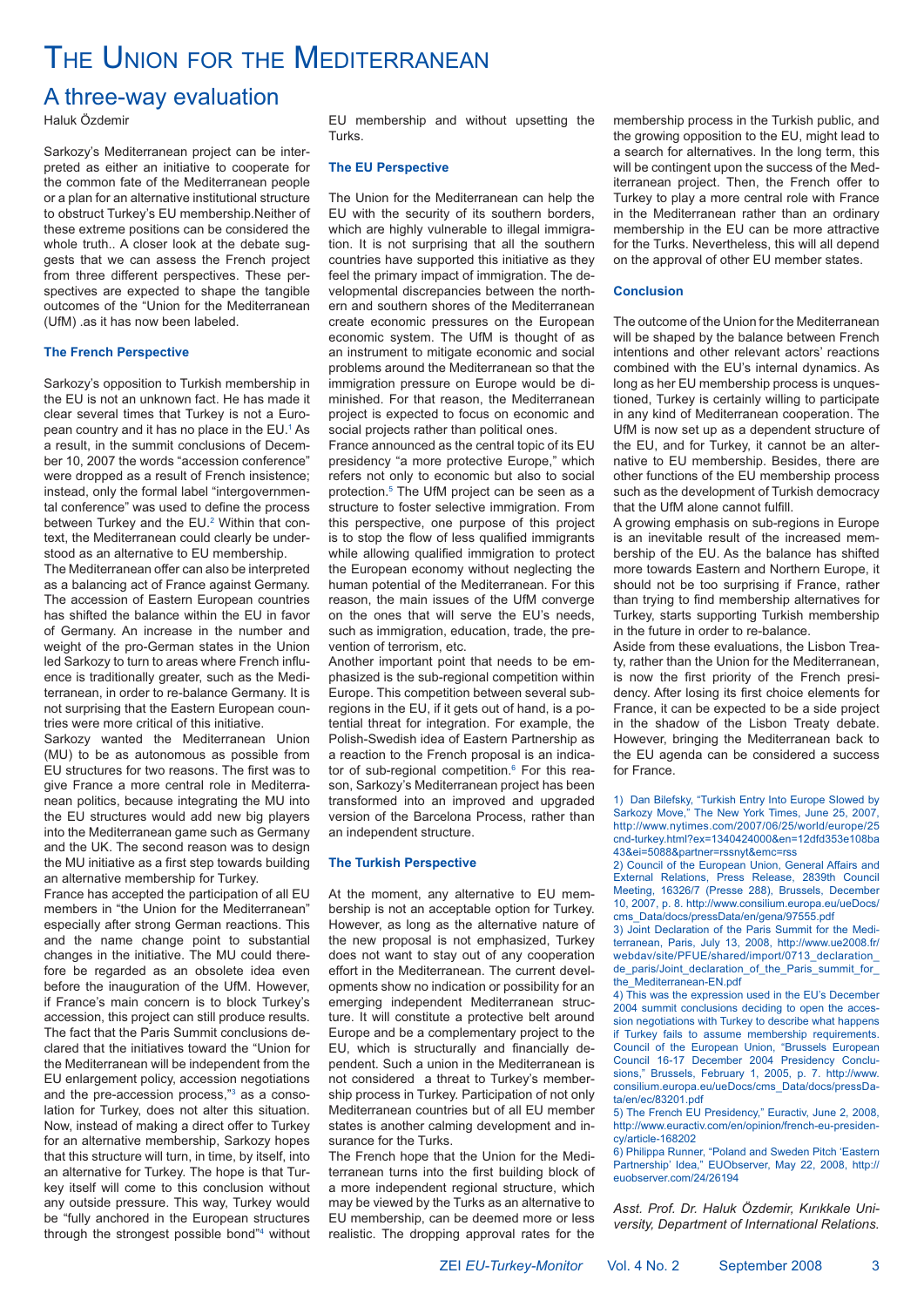# The Union for the Mediterranean

## A three-way evaluation

Haluk Özdemir

Sarkozy's Mediterranean project can be interpreted as either an initiative to cooperate for the common fate of the Mediterranean people or a plan for an alternative institutional structure to obstruct Turkey's EU membership.Neither of these extreme positions can be considered the whole truth.. A closer look at the debate suggests that we can assess the French project from three different perspectives. These perspectives are expected to shape the tangible outcomes of the "Union for the Mediterranean (UfM) .as it has now been labeled.

### The French Perspective

Sarkozy's opposition to Turkish membership in the EU is not an unknown fact. He has made it clear several times that Turkey is not a European country and it has no place in the EU.[1] As a result, in the summit conclusions of December 10, 2007 the words "accession conference" were dropped as a result of French insistence; instead, only the formal label "intergovernmental conference" was used to define the process between Turkey and the EU.[2] Within that context, the Mediterranean could clearly be understood as an alternative to EU membership.

The Mediterranean offer can also be interpreted as a balancing act of France against Germany. The accession of Eastern European countries has shifted the balance within the EU in favor of Germany. An increase in the number and weight of the pro-German states in the Union led Sarkozy to turn to areas where French influence is traditionally greater, such as the Mediterranean, in order to re-balance Germany. It is not surprising that the Eastern European countries were more critical of this initiative.

Sarkozy wanted the Mediterranean Union (MU) to be as autonomous as possible from EU structures for two reasons. The first was to give France a more central role in Mediterranean politics, because integrating the MU into the EU structures would add new big players into the Mediterranean game such as Germany and the UK. The second reason was to design the MU initiative as a first step towards building an alternative membership for Turkey.

France has accepted the participation of all EU members in "the Union for the Mediterranean" especially after strong German reactions. This and the name change point to substantial changes in the initiative. The MU could therefore be regarded as an obsolete idea even before the inauguration of the UfM. However, if France's main concern is to block Turkey's accession, this project can still produce results. The fact that the Paris Summit conclusions declared that the initiatives toward the "Union for the Mediterranean will be independent from the EU enlargement policy, accession negotiations and the pre-accession process,"[3] as a consolation for Turkey, does not alter this situation. Now, instead of making a direct offer to Turkey for an alternative membership, Sarkozy hopes that this structure will turn, in time, by itself, into an alternative for Turkey. The hope is that Turkey itself will come to this conclusion without any outside pressure. This way, Turkey would be "fully anchored in the European structures through the strongest possible bond"[4] without EU membership and without upsetting the Turks.

### The EU Perspective

The Union for the Mediterranean can help the EU with the security of its southern borders, which are highly vulnerable to illegal immigration. It is not surprising that all the southern countries have supported this initiative as they feel the primary impact of immigration. The developmental discrepancies between the northern and southern shores of the Mediterranean create economic pressures on the European economic system. The UfM is thought of as an instrument to mitigate economic and social problems around the Mediterranean so that the immigration pressure on Europe would be diminished. For that reason, the Mediterranean project is expected to focus on economic and social projects rather than political ones.

France announced as the central topic of its EU presidency "a more protective Europe," which refers not only to economic but also to social protection.[5] The UfM project can be seen as a structure to foster selective immigration. From this perspective, one purpose of this project is to stop the flow of less qualified immigrants while allowing qualified immigration to protect the European economy without neglecting the human potential of the Mediterranean. For this reason, the main issues of the UfM converge on the ones that will serve the EU's needs, such as immigration, education, trade, the prevention of terrorism, etc.

Another important point that needs to be emphasized is the sub-regional competition within Europe. This competition between several subregions in the EU, if it gets out of hand, is a potential threat for integration. For example, the Polish-Swedish idea of Eastern Partnership as a reaction to the French proposal is an indicator of sub-regional competition.[6] For this reason, Sarkozy's Mediterranean project has been transformed into an improved and upgraded version of the Barcelona Process, rather than an independent structure.

### The Turkish Perspective

At the moment, any alternative to EU membership is not an acceptable option for Turkey. However, as long as the alternative nature of the new proposal is not emphasized, Turkey does not want to stay out of any cooperation effort in the Mediterranean. The current developments show no indication or possibility for an emerging independent Mediterranean structure. It will constitute a protective belt around Europe and be a complementary project to the EU, which is structurally and financially dependent. Such a union in the Mediterranean is not considered a threat to Turkey's membership process in Turkey. Participation of not only Mediterranean countries but of all EU member states is another calming development and insurance for the Turks.

The French hope that the Union for the Mediterranean turns into the first building block of a more independent regional structure, which may be viewed by the Turks as an alternative to EU membership, can be deemed more or less realistic. The dropping approval rates for the membership process in the Turkish public, and the growing opposition to the EU, might lead to a search for alternatives. In the long term, this will be contingent upon the success of the Mediterranean project. Then, the French offer to Turkey to play a more central role with France in the Mediterranean rather than an ordinary membership in the EU can be more attractive for the Turks. Nevertheless, this will all depend on the approval of other EU member states.

### Conclusion

The outcome of the Union for the Mediterranean will be shaped by the balance between French intentions and other relevant actors' reactions combined with the EU's internal dynamics. As long as her EU membership process is unquestioned, Turkey is certainly willing to participate in any kind of Mediterranean cooperation. The UfM is now set up as a dependent structure of the EU, and for Turkey, it cannot be an alternative to EU membership. Besides, there are other functions of the EU membership process such as the development of Turkish democracy that the UfM alone cannot fulfill.

A growing emphasis on sub-regions in Europe is an inevitable result of the increased membership of the EU. As the balance has shifted more towards Eastern and Northern Europe, it should not be too surprising if France, rather than trying to find membership alternatives for Turkey, starts supporting Turkish membership in the future in order to re-balance.

Aside from these evaluations, the Lisbon Treaty, rather than the Union for the Mediterranean, is now the first priority of the French presidency. After losing its first choice elements for France, it can be expected to be a side project in the shadow of the Lisbon Treaty debate. However, bringing the Mediterranean back to the EU agenda can be considered a success for France.

1) Dan Bilefsky, "Turkish Entry Into Europe Slowed by Sarkozy Move," The New York Times, June 25, 2007, http://www.nytimes.com/2007/06/25/world/europe/25cnd-turkey.html?ex=1340424000&en=12dfd353e108ba43&ei=5088&partner=rssnyt&emc=rss

2) Council of the European Union, General Affairs and External Relations, Press Release, 2839th Council Meeting, 16326/7 (Presse 288), Brussels, December 10, 2007, p. 8. http://www.consilium.europa.eu/ueDocs/cms_Data/docs/pressData/en/gena/97555.pdf

3) Joint Declaration of the Paris Summit for the Mediterranean, Paris, July 13, 2008, http://www.ue2008.fr/webdav/site/PFUE/shared/import/0713_declaration_de_paris/Joint_declaration_of_the_Paris_summit_for_the_Mediterranean-EN.pdf

4) This was the expression used in the EU's December 2004 summit conclusions deciding to open the accession negotiations with Turkey to describe what happens if Turkey fails to assume membership requirements. Council of the European Union, "Brussels European Council 16-17 December 2004 Presidency Conclusions," Brussels, February 1, 2005, p. 7. http://www.consilium.europa.eu/ueDocs/cms_Data/docs/pressData/en/ec/83201.pdf

5) The French EU Presidency," Euractiv, June 2, 2008, http://www.euractiv.com/en/opinion/french-eu-presidency/article-168202

6) Philippa Runner, "Poland and Sweden Pitch 'Eastern Partnership' Idea," EUObserver, May 22, 2008, http://euobserver.com/24/26194

*Asst. Prof. Dr. Haluk Özdemir, Kırıkkale University, Department of International Relations.*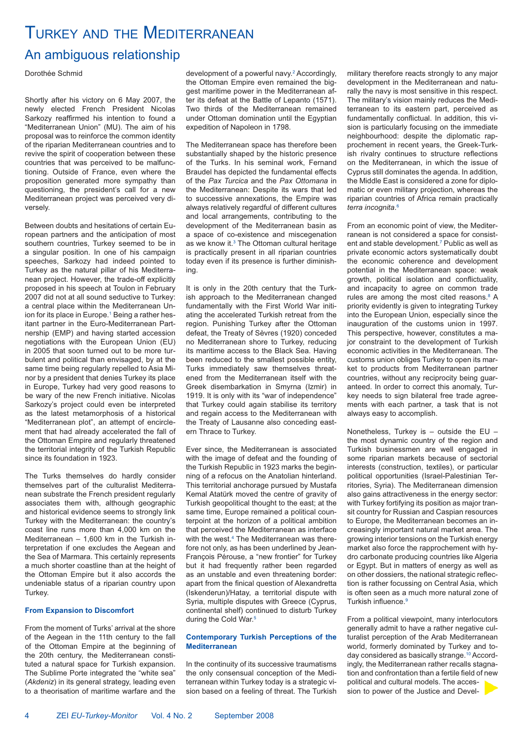# Turkey and the Mediterranean

## An ambiguous relationship

Dorothée Schmid

Shortly after his victory on 6 May 2007, the newly elected French President Nicolas Sarkozy reaffirmed his intention to found a "Mediterranean Union" (MU). The aim of his proposal was to reinforce the common identity of the riparian Mediterranean countries and to revive the spirit of cooperation between these countries that was perceived to be malfunctioning. Outside of France, even where the proposition generated more sympathy than questioning, the president's call for a new Mediterranean project was perceived very diversely.

Between doubts and hesitations of certain European partners and the anticipation of most southern countries, Turkey seemed to be in a singular position. In one of his campaign speeches, Sarkozy had indeed pointed to Turkey as the natural pillar of his Mediterranean project. However, the trade-off explicitly proposed in his speech at Toulon in February 2007 did not at all sound seductive to Turkey: a central place within the Mediterranean Union for its place in Europe.[1] Being a rather hesitant partner in the Euro-Mediterranean Partnership (EMP) and having started accession negotiations with the European Union (EU) in 2005 that soon turned out to be more turbulent and political than envisaged, by at the same time being regularly repelled to Asia Minor by a president that denies Turkey its place in Europe, Turkey had very good reasons to be wary of the new French initiative. Nicolas Sarkozy's project could even be interpreted as the latest metamorphosis of a historical "Mediterranean plot", an attempt of encirclement that had already accelerated the fall of the Ottoman Empire and regularly threatened the territorial integrity of the Turkish Republic since its foundation in 1923.

The Turks themselves do hardly consider themselves part of the culturalist Mediterranean substrate the French president regularly associates them with, although geographic and historical evidence seems to strongly link Turkey with the Mediterranean: the country's coast line runs more than 4,000 km on the Mediterranean – 1,600 km in the Turkish interpretation if one excludes the Aegean and the Sea of Marmara. This certainly represents a much shorter coastline than at the height of the Ottoman Empire but it also accords the undeniable status of a riparian country upon Turkey.

### From Expansion to Discomfort

From the moment of Turks' arrival at the shore of the Aegean in the 11th century to the fall of the Ottoman Empire at the beginning of the 20th century, the Mediterranean constituted a natural space for Turkish expansion. The Sublime Porte integrated the "white sea" (*Akdeniz*) in its general strategy, leading even to a theorisation of maritime warfare and the development of a powerful navy.[2] Accordingly, the Ottoman Empire even remained the biggest maritime power in the Mediterranean after its defeat at the Battle of Lepanto (1571). Two thirds of the Mediterranean remained under Ottoman domination until the Egyptian expedition of Napoleon in 1798.

The Mediterranean space has therefore been substantially shaped by the historic presence of the Turks. In his seminal work, Fernand Braudel has depicted the fundamental effects of the *Pax Turcica* and the *Pax Ottomana* in the Mediterranean: Despite its wars that led to successive annexations, the Empire was always relatively regardful of different cultures and local arrangements, contributing to the development of the Mediterranean basin as a space of co-existence and miscegenation as we know it.[3] The Ottoman cultural heritage is practically present in all riparian countries today even if its presence is further diminishing.

It is only in the 20th century that the Turkish approach to the Mediterranean changed fundamentally with the First World War initiating the accelerated Turkish retreat from the region. Punishing Turkey after the Ottoman defeat, the Treaty of Sèvres (1920) conceded no Mediterranean shore to Turkey, reducing its maritime access to the Black Sea. Having been reduced to the smallest possible entity, Turks immediately saw themselves threatened from the Mediterranean itself with the Greek disembarkation in Smyrna (Izmir) in 1919. It is only with its "war of independence" that Turkey could again stabilise its territory and regain access to the Mediterranean with the Treaty of Lausanne also conceding eastern Thrace to Turkey.

Ever since, the Mediterranean is associated with the image of defeat and the founding of the Turkish Republic in 1923 marks the beginning of a refocus on the Anatolian hinterland. This territorial anchorage pursued by Mustafa Kemal Atatürk moved the centre of gravity of Turkish geopolitical thought to the east; at the same time, Europe remained a political counterpoint at the horizon of a political ambition that perceived the Mediterranean as interface with the west.[4] The Mediterranean was therefore not only, as has been underlined by Jean-François Pérouse, a "new frontier" for Turkey but it had frequently rather been regarded as an unstable and even threatening border: apart from the finical question of Alexandretta (Iskenderun)/Hatay, a territorial dispute with Syria, multiple disputes with Greece (Cyprus, continental shelf) continued to disturb Turkey during the Cold War.[5]

### Contemporary Turkish Perceptions of the Mediterranean

In the continuity of its successive traumatisms the only consensual conception of the Mediterranean within Turkey today is a strategic vision based on a feeling of threat. The Turkish military therefore reacts strongly to any major development in the Mediterranean and naturally the navy is most sensitive in this respect. The military's vision mainly reduces the Mediterranean to its eastern part, perceived as fundamentally conflictual. In addition, this vision is particularly focusing on the immediate neighbourhood: despite the diplomatic rapprochement in recent years, the Greek-Turkish rivalry continues to structure reflections on the Mediterranean, in which the issue of Cyprus still dominates the agenda. In addition, the Middle East is considered a zone for diplomatic or even military projection, whereas the riparian countries of Africa remain practically *terra incognita*.[6]

From an economic point of view, the Mediterranean is not considered a space for consistent and stable development.[7] Public as well as private economic actors systematically doubt the economic coherence and development potential in the Mediterranean space: weak growth, political isolation and conflictuality, and incapacity to agree on common trade rules are among the most cited reasons.[8] A priority evidently is given to integrating Turkey into the European Union, especially since the inauguration of the customs union in 1997. This perspective, however, constitutes a major constraint to the development of Turkish economic activities in the Mediterranean. The customs union obliges Turkey to open its market to products from Mediterranean partner countries, without any reciprocity being guaranteed. In order to correct this anomaly, Turkey needs to sign bilateral free trade agreements with each partner, a task that is not always easy to accomplish.

Nonetheless, Turkey is – outside the EU – the most dynamic country of the region and Turkish businessmen are well engaged in some riparian markets because of sectorial interests (construction, textiles), or particular political opportunities (Israel-Palestinian Territories, Syria). The Mediterranean dimension also gains attractiveness in the energy sector: with Turkey fortifying its position as major transit country for Russian and Caspian resources to Europe, the Mediterranean becomes an increasingly important natural market area. The growing interior tensions on the Turkish energy market also force the rapprochement with hydro carbonate producing countries like Algeria or Egypt. But in matters of energy as well as on other dossiers, the national strategic reflection is rather focussing on Central Asia, which is often seen as a much more natural zone of Turkish influence.[9]

From a political viewpoint, many interlocutors generally admit to have a rather negative culturalist perception of the Arab Mediterranean world, formerly dominated by Turkey and today considered as basically strange.[10] Accordingly, the Mediterranean rather recalls stagnation and confrontation than a fertile field of new political and cultural models. The accession to power of the Justice and Devel-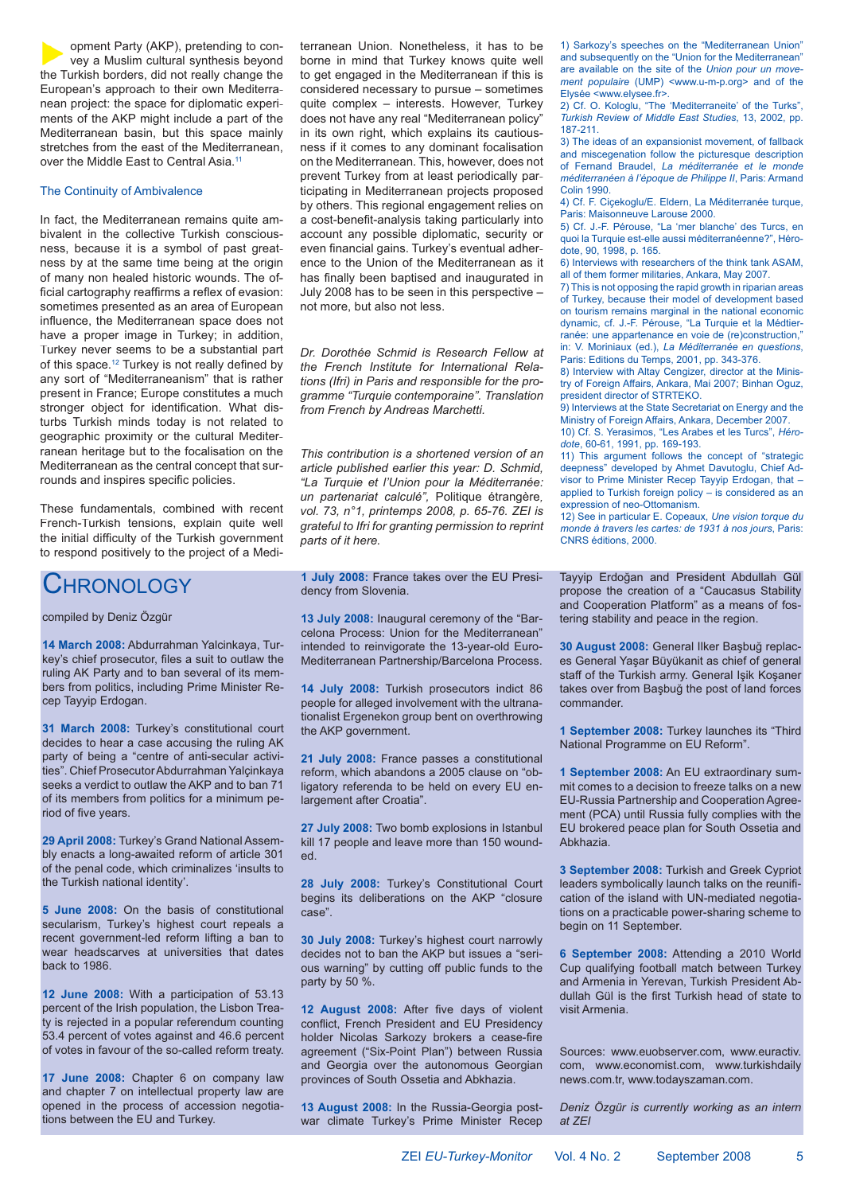opment Party (AKP), pretending to convey a Muslim cultural synthesis beyond the Turkish borders, did not really change the European's approach to their own Mediterranean project: the space for diplomatic experiments of the AKP might include a part of the Mediterranean basin, but this space mainly stretches from the east of the Mediterranean, over the Middle East to Central Asia.[11]

### The Continuity of Ambivalence

In fact, the Mediterranean remains quite ambivalent in the collective Turkish consciousness, because it is a symbol of past greatness by at the same time being at the origin of many non healed historic wounds. The official cartography reaffirms a reflex of evasion: sometimes presented as an area of European influence, the Mediterranean space does not have a proper image in Turkey; in addition, Turkey never seems to be a substantial part of this space.[12] Turkey is not really defined by any sort of "Mediterraneanism" that is rather present in France; Europe constitutes a much stronger object for identification. What disturbs Turkish minds today is not related to geographic proximity or the cultural Mediterranean heritage but to the focalisation on the Mediterranean as the central concept that surrounds and inspires specific policies.

These fundamentals, combined with recent French-Turkish tensions, explain quite well the initial difficulty of the Turkish government to respond positively to the project of a Mediterranean Union. Nonetheless, it has to be borne in mind that Turkey knows quite well to get engaged in the Mediterranean if this is considered necessary to pursue – sometimes quite complex – interests. However, Turkey does not have any real "Mediterranean policy" in its own right, which explains its cautiousness if it comes to any dominant focalisation on the Mediterranean. This, however, does not prevent Turkey from at least periodically participating in Mediterranean projects proposed by others. This regional engagement relies on a cost-benefit-analysis taking particularly into account any possible diplomatic, security or even financial gains. Turkey's eventual adherence to the Union of the Mediterranean as it has finally been baptised and inaugurated in July 2008 has to be seen in this perspective – not more, but also not less.

*Dr. Dorothée Schmid is Research Fellow at the French Institute for International Relations (Ifri) in Paris and responsible for the programme "Turquie contemporaine". Translation from French by Andreas Marchetti.*

*This contribution is a shortened version of an article published earlier this year: D. Schmid, "La Turquie et l'Union pour la Méditerranée: un partenariat calculé",* Politique étrangère, *vol. 73, n°1, printemps 2008, p. 65-76. ZEI is grateful to Ifri for granting permission to reprint parts of it here.*

1) Sarkozy's speeches on the "Mediterranean Union" and subsequently on the "Union for the Mediterranean" are available on the site of the *Union pour un movement populaire* (UMP) <www.u-m-p.org> and of the Elysée <www.elysee.fr>.
2) Cf. O. Kologlu, "The 'Mediterraneite' of the Turks", *Turkish Review of Middle East Studies*, 13, 2002, pp. 187-211.
3) The ideas of an expansionist movement, of fallback and miscegenation follow the picturesque description of Fernand Braudel, *La méditerranée et le monde méditerranéen à l'époque de Philippe II*, Paris: Armand Colin 1990.
4) Cf. F. Ciçekoglu/E. Eldern, La Méditerranée turque, Paris: Maisonneuve Larouse 2000.
5) Cf. J.-F. Pérouse, "La 'mer blanche' des Turcs, en quoi la Turquie est-elle aussi méditerranéenne?", Hérodote, 90, 1998, p. 165.
6) Interviews with researchers of the think tank ASAM, all of them former militaries, Ankara, May 2007.
7) This is not opposing the rapid growth in riparian areas of Turkey, because their model of development based on tourism remains marginal in the national economic dynamic, cf. J.-F. Pérouse, "La Turquie et la Médtierranée: une appartenance en voie de (re)construction," in: V. Moriniaux (ed.), *La Méditerranée en questions*, Paris: Editions du Temps, 2001, pp. 343-376.
8) Interview with Altay Cengizer, director at the Ministry of Foreign Affairs, Ankara, Mai 2007; Binhan Oguz, president director of STRTEKO.
9) Interviews at the State Secretariat on Energy and the Ministry of Foreign Affairs, Ankara, December 2007.
10) Cf. S. Yerasimos, "Les Arabes et les Turcs", *Hérodote*, 60-61, 1991, pp. 169-193.
11) This argument follows the concept of "strategic deepness" developed by Ahmet Davutoglu, Chief Advisor to Prime Minister Recep Tayyip Erdogan, that – applied to Turkish foreign policy – is considered as an expression of neo-Ottomanism.
12) See in particular E. Copeaux, *Une vision torque du monde à travers les cartes: de 1931 à nos jours*, Paris: CNRS éditions, 2000.

## Chronology

compiled by Deniz Özgür

**14 March 2008:** Abdurrahman Yalcinkaya, Turkey's chief prosecutor, files a suit to outlaw the ruling AK Party and to ban several of its members from politics, including Prime Minister Recep Tayyip Erdogan.

**31 March 2008:** Turkey's constitutional court decides to hear a case accusing the ruling AK party of being a "centre of anti-secular activities". Chief Prosecutor Abdurrahman Yalçinkaya seeks a verdict to outlaw the AKP and to ban 71 of its members from politics for a minimum period of five years.

**29 April 2008:** Turkey's Grand National Assembly enacts a long-awaited reform of article 301 of the penal code, which criminalizes 'insults to the Turkish national identity'.

**5 June 2008:** On the basis of constitutional secularism, Turkey's highest court repeals a recent government-led reform lifting a ban to wear headscarves at universities that dates back to 1986.

**12 June 2008:** With a participation of 53.13 percent of the Irish population, the Lisbon Treaty is rejected in a popular referendum counting 53.4 percent of votes against and 46.6 percent of votes in favour of the so-called reform treaty.

**17 June 2008:** Chapter 6 on company law and chapter 7 on intellectual property law are opened in the process of accession negotiations between the EU and Turkey.

**1 July 2008:** France takes over the EU Presidency from Slovenia.

**13 July 2008:** Inaugural ceremony of the "Barcelona Process: Union for the Mediterranean" intended to reinvigorate the 13-year-old Euro-Mediterranean Partnership/Barcelona Process.

**14 July 2008:** Turkish prosecutors indict 86 people for alleged involvement with the ultranationalist Ergenekon group bent on overthrowing the AKP government.

**21 July 2008:** France passes a constitutional reform, which abandons a 2005 clause on "obligatory referenda to be held on every EU enlargement after Croatia".

**27 July 2008:** Two bomb explosions in Istanbul kill 17 people and leave more than 150 wounded.

**28 July 2008:** Turkey's Constitutional Court begins its deliberations on the AKP "closure case".

**30 July 2008:** Turkey's highest court narrowly decides not to ban the AKP but issues a "serious warning" by cutting off public funds to the party by 50 %.

**12 August 2008:** After five days of violent conflict, French President and EU Presidency holder Nicolas Sarkozy brokers a cease-fire agreement ("Six-Point Plan") between Russia and Georgia over the autonomous Georgian provinces of South Ossetia and Abkhazia.

**13 August 2008:** In the Russia-Georgia postwar climate Turkey's Prime Minister Recep Tayyip Erdoğan and President Abdullah Gül propose the creation of a "Caucasus Stability and Cooperation Platform" as a means of fostering stability and peace in the region.

**30 August 2008:** General Ilker Başbuğ replaces General Yaşar Büyükanit as chief of general staff of the Turkish army. General Işik Koşaner takes over from Başbuğ the post of land forces commander.

**1 September 2008:** Turkey launches its "Third National Programme on EU Reform".

**1 September 2008:** An EU extraordinary summit comes to a decision to freeze talks on a new EU-Russia Partnership and Cooperation Agreement (PCA) until Russia fully complies with the EU brokered peace plan for South Ossetia and Abkhazia.

**3 September 2008:** Turkish and Greek Cypriot leaders symbolically launch talks on the reunification of the island with UN-mediated negotiations on a practicable power-sharing scheme to begin on 11 September.

**6 September 2008:** Attending a 2010 World Cup qualifying football match between Turkey and Armenia in Yerevan, Turkish President Abdullah Gül is the first Turkish head of state to visit Armenia.

Sources: www.euobserver.com, www.euractiv.com, www.economist.com, www.turkishdailynews.com.tr, www.todayszaman.com.

*Deniz Özgür is currently working as an intern at ZEI*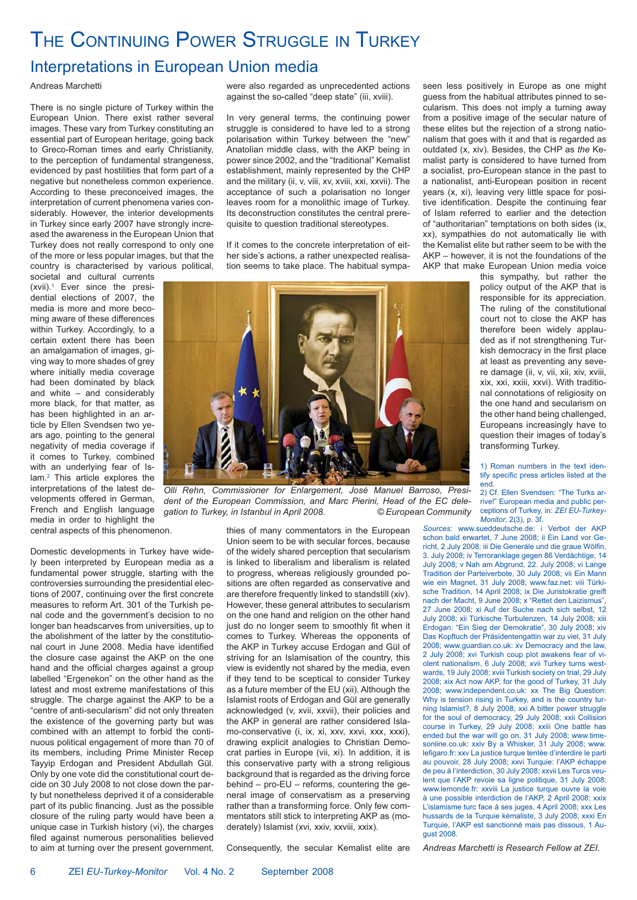# The Continuing Power Struggle in Turkey

## Interpretations in European Union media

Andreas Marchetti

There is no single picture of Turkey within the European Union. There exist rather several images. These vary from Turkey constituting an essential part of European heritage, going back to Greco-Roman times and early Christianity, to the perception of fundamental strangeness, evidenced by past hostilities that form part of a negative but nonetheless common experience. According to these preconceived images, the interpretation of current phenomena varies considerably. However, the interior developments in Turkey since early 2007 have strongly increased the awareness in the European Union that Turkey does not really correspond to only one of the more or less popular images, but that the country is characterised by various political, societal and cultural currents (xvii).[1] Ever since the presidential elections of 2007, the media is more and more becoming aware of these differences within Turkey. Accordingly, to a certain extent there has been an amalgamation of images, giving way to more shades of grey where initially media coverage had been dominated by black and white – and considerably more black, for that matter, as has been highlighted in an article by Ellen Svendsen two years ago, pointing to the general negativity of media coverage if it comes to Turkey, combined with an underlying fear of Islam.[2] This article explores the interpretations of the latest developments offered in German, French and English language media in order to highlight the central aspects of this phenomenon.

Domestic developments in Turkey have widely been interpreted by European media as a fundamental power struggle, starting with the controversies surrounding the presidential elections of 2007, continuing over the first concrete measures to reform Art. 301 of the Turkish penal code and the government's decision to no longer ban headscarves from universities, up to the abolishment of the latter by the constitutional court in June 2008. Media have identified the closure case against the AKP on the one hand and the official charges against a group labelled "Ergenekon" on the other hand as the latest and most extreme manifestations of this struggle. The charge against the AKP to be a "centre of anti-secularism" did not only threaten the existence of the governing party but was combined with an attempt to forbid the continuous political engagement of more than 70 of its members, including Prime Minister Recep Tayyip Erdogan and President Abdullah Gül. Only by one vote did the constitutional court decide on 30 July 2008 to not close down the party but nonetheless deprived it of a considerable part of its public financing. Just as the possible closure of the ruling party would have been a unique case in Turkish history (vi), the charges filed against numerous personalities believed to aim at turning over the present government, were also regarded as unprecedented actions against the so-called "deep state" (iii, xviii).

In very general terms, the continuing power struggle is considered to have led to a strong polarisation within Turkey between the "new" Anatolian middle class, with the AKP being in power since 2002, and the "traditional" Kemalist establishment, mainly represented by the CHP and the military (ii, v, viii, xv, xviii, xxi, xxvii). The acceptance of such a polarisation no longer leaves room for a monolithic image of Turkey. Its deconstruction constitutes the central prerequisite to question traditional stereotypes.

If it comes to the concrete interpretation of either side's actions, a rather unexpected realisation seems to take place. The habitual sympathies of many commentators in the European Union seem to be with secular forces, because of the widely shared perception that secularism is linked to liberalism and liberalism is related to progress, whereas religiously grounded positions are often regarded as conservative and are therefore frequently linked to standstill (xiv). However, these general attributes to secularism on the one hand and religion on the other hand just do no longer seem to smoothly fit when it comes to Turkey. Whereas the opponents of the AKP in Turkey accuse Erdogan and Gül of striving for an Islamisation of the country, this view is evidently not shared by the media, even if they tend to be sceptical to consider Turkey as a future member of the EU (xii). Although the Islamist roots of Erdogan and Gül are generally acknowledged (v, xvii, xxvii), their policies and the AKP in general are rather considered Islamo-conservative (i, ix, xi, xxv, xxvi, xxx, xxxi), drawing explicit analogies to Christian Democrat parties in Europe (vii, xi). In addition, it is this conservative party with a strong religious background that is regarded as the driving force behind – pro-EU – reforms, countering the general image of conservatism as a preserving rather than a transforming force. Only few commentators still stick to interpreting AKP as (moderately) Islamist (xvi, xxiv, xxviii, xxix).

Consequently, the secular Kemalist elite are seen less positively in Europe as one might guess from the habitual attributes pinned to secularism. This does not imply a turning away from a positive image of the secular nature of these elites but the rejection of a strong nationalism that goes with it and that is regarded as outdated (x, xiv). Besides, the CHP as *the* Kemalist party is considered to have turned from a socialist, pro-European stance in the past to a nationalist, anti-European position in recent years (x, xi), leaving very little space for positive identification. Despite the continuing fear of Islam referred to earlier and the detection of "authoritarian" temptations on both sides (ix, xx), sympathies do not automatically lie with the Kemalist elite but rather seem to be with the AKP – however, it is not the foundations of the AKP that make European Union media voice this sympathy, but rather the policy output of the AKP that is responsible for its appreciation. The ruling of the constitutional court not to close the AKP has therefore been widely applauded as if not strengthening Turkish democracy in the first place at least as preventing any severe damage (ii, v, vii, xii, xiv, xviii, xix, xxi, xxiii, xxvi). With traditional connotations of religiosity on the one hand and secularism on the other hand being challenged, Europeans increasingly have to question their images of today's transforming Turkey.

*Olli Rehn, Commissioner for Enlargement, José Manuel Barroso, President of the European Commission, and Marc Pierini, Head of the EC delegation to Turkey, in Istanbul in April 2008. © European Community*

1) Roman numbers in the text identify specific press articles listed at the end.

2) Cf. Ellen Svendsen: "The Turks arrive!" European media and public perceptions of Turkey, in: *ZEI EU-Turkey-Monitor*, 2(3), p. 3f.

*Sources:* www.sueddeutsche.de: i Verbot der AKP schon bald erwartet, 7 June 2008; ii Ein Land vor Gericht, 2 July 2008; iii Die Generäle und die graue Wölfin, 3. July 2008; iv Terroranklage gegen 86 Verdächtige, 14 July 2008; v Nah am Abgrund, 22. July 2008; vi Lange Tradition der Parteiverbote, 30 July 2008; vii Ein Mann wie ein Magnet, 31 July 2008; www.faz.net: viii Türkische Tradition, 14 April 2008; ix Die Juristokratie greift nach der Macht, 9 June 2008; x "Rettet den Laizismus", 27 June 2008; xi Auf der Suche nach sich selbst, 12 July 2008; xii Türkische Turbulenzen, 14 July 2008; xiii Erdogan: "Ein Sieg der Demokratie", 30 July 2008; xiv Das Kopftuch der Präsidentengattin war zu viel, 31 July 2008; www.guardian.co.uk: xv Democracy and the law, 2 July 2008; xvi Turkish coup plot awakens fear of violent nationalism, 6 July 2008; xvii Turkey turns westwards, 19 July 2008; xviii Turkish society on trial, 29 July 2008; xix Act now AKP, for the good of Turkey, 31 July 2008; www.independent.co.uk: xx The Big Question: Why is tension rising in Turkey, and is the country turning Islamist?, 8 July 2008; xxi A bitter power struggle for the soul of democracy, 29 July 2008; xxii Collision course in Turkey, 29 July 2008; xxiii One battle has ended but the war will go on, 31 July 2008; www.timesonline.co.uk: xxiv By a Whisker, 31 July 2008; www.lefigaro.fr: xxv La justice turque tentée d'interdire le parti au pouvoir, 28 July 2008; xxvi Turquie: l'AKP échappe de peu à l'interdiction, 30 July 2008; xxvii Les Turcs veulent que l'AKP revoie sa ligne politique, 31 July 2008; www.lemonde.fr: xxviii La justice turque ouvre la voie à une possible interdiction de l'AKP, 2 April 2008; xxix L'islamisme turc face à ses juges, 4 April 2008; xxx Les hussards de la Turquie kémaliste, 3 July 2008; xxxi En Turquie, l'AKP est sanctionné mais pas dissous, 1 August 2008.

*Andreas Marchetti is Research Fellow at ZEI.*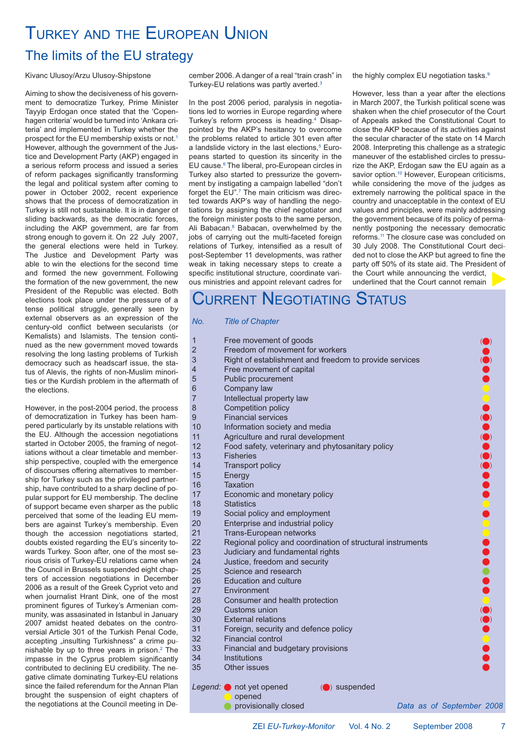# Turkey and the European Union

## The limits of the EU strategy

Kivanc Ulusoy/Arzu Ulusoy-Shipstone

Aiming to show the decisiveness of his government to democratize Turkey, Prime Minister Tayyip Erdogan once stated that the 'Copenhagen criteria' would be turned into 'Ankara criteria' and implemented in Turkey whether the prospect for the EU membership exists or not.[1] However, although the government of the Justice and Development Party (AKP) engaged in a serious reform process and issued a series of reform packages significantly transforming the legal and political system after coming to power in October 2002, recent experience shows that the process of democratization in Turkey is still not sustainable. It is in danger of sliding backwards, as the democratic forces, including the AKP government, are far from strong enough to govern it. On 22 July 2007, the general elections were held in Turkey. The Justice and Development Party was able to win the elections for the second time and formed the new government. Following the formation of the new government, the new President of the Republic was elected. Both elections took place under the pressure of a tense political struggle, generally seen by external observers as an expression of the century-old conflict between secularists (or Kemalists) and Islamists. The tension continued as the new government moved towards resolving the long lasting problems of Turkish democracy such as headscarf issue, the status of Alevis, the rights of non-Muslim minorities or the Kurdish problem in the aftermath of the elections.

However, in the post-2004 period, the process of democratization in Turkey has been hampered particularly by its unstable relations with the EU. Although the accession negotiations started in October 2005, the framing of negotiations without a clear timetable and membership perspective, coupled with the emergence of discourses offering alternatives to membership for Turkey such as the privileged partnership, have contributed to a sharp decline of popular support for EU membership. The decline of support became even sharper as the public perceived that some of the leading EU members are against Turkey's membership. Even though the accession negotiations started, doubts existed regarding the EU's sincerity towards Turkey. Soon after, one of the most serious crisis of Turkey-EU relations came when the Council in Brussels suspended eight chapters of accession negotiations in December 2006 as a result of the Greek Cypriot veto and when journalist Hrant Dink, one of the most prominent figures of Turkey's Armenian community, was assasinated in Istanbul in January 2007 amidst heated debates on the controversial Article 301 of the Turkish Penal Code, accepting „insulting Turkishness" a crime punishable by up to three years in prison.[2] The impasse in the Cyprus problem significantly contributed to declining EU credibility. The negative climate dominating Turkey-EU relations since the failed referendum for the Annan Plan brought the suspension of eight chapters of the negotiations at the Council meeting in December 2006. A danger of a real "train crash" in Turkey-EU relations was partly averted.[3]

In the post 2006 period, paralysis in negotiations led to worries in Europe regarding where Turkey's reform process is heading.[4] Disappointed by the AKP's hesitancy to overcome the problems related to article 301 even after a landslide victory in the last elections,[5] Europeans started to question its sincerity in the EU cause.[6] The liberal, pro-European circles in Turkey also started to pressurize the government by instigating a campaign labelled "don't forget the EU".[7] The main criticism was directed towards AKP's way of handling the negotiations by assigning the chief negotiator and the foreign minister posts to the same person, Ali Babacan.[8] Babacan, overwhelmed by the jobs of carrying out the multi-faceted foreign relations of Turkey, intensified as a result of post-September 11 developments, was rather weak in taking necessary steps to create a specific institutional structure, coordinate various ministries and appoint relevant cadres for the highly complex EU negotiation tasks.[9]

However, less than a year after the elections in March 2007, the Turkish political scene was shaken when the chief prosecutor of the Court of Appeals asked the Constitutional Court to close the AKP because of its activities against the secular character of the state on 14 March 2008. Interpreting this challenge as a strategic maneuver of the established circles to pressurize the AKP, Erdogan saw the EU again as a savior option.[10] However, European criticisms, while considering the move of the judges as extremely narrowing the political space in the country and unacceptable in the context of EU values and principles, were mainly addressing the government because of its policy of permanently postponing the necessary democratic reforms.[11] The closure case was concluded on 30 July 2008. The Constitutional Court decided not to close the AKP but agreed to fine the party off 50% of its state aid. The President of the Court while announcing the verdict, underlined that the Court cannot remain

## Current Negotiating Status

| No. | Title of Chapter | Status |
|---|---|---|
| 1 | Free movement of goods | suspended |
| 2 | Freedom of movement for workers | not yet opened |
| 3 | Right of establishment and freedom to provide services | suspended |
| 4 | Free movement of capital | not yet opened |
| 5 | Public procurement | not yet opened |
| 6 | Company law | opened |
| 7 | Intellectual property law | opened |
| 8 | Competition policy | not yet opened |
| 9 | Financial services | suspended |
| 10 | Information society and media | not yet opened |
| 11 | Agriculture and rural development | suspended |
| 12 | Food safety, veterinary and phytosanitary policy | not yet opened |
| 13 | Fisheries | suspended |
| 14 | Transport policy | suspended |
| 15 | Energy | not yet opened |
| 16 | Taxation | not yet opened |
| 17 | Economic and monetary policy | not yet opened |
| 18 | Statistics | opened |
| 19 | Social policy and employment | not yet opened |
| 20 | Enterprise and industrial policy | opened |
| 21 | Trans-European networks | opened |
| 22 | Regional policy and coordination of structural instruments | not yet opened |
| 23 | Judiciary and fundamental rights | not yet opened |
| 24 | Justice, freedom and security | not yet opened |
| 25 | Science and research | provisionally closed |
| 26 | Education and culture | not yet opened |
| 27 | Environment | not yet opened |
| 28 | Consumer and health protection | opened |
| 29 | Customs union | suspended |
| 30 | External relations | suspended |
| 31 | Foreign, security and defence policy | not yet opened |
| 32 | Financial control | opened |
| 33 | Financial and budgetary provisions | not yet opened |
| 34 | Institutions | not yet opened |
| 35 | Other issues | not yet opened |

*Legend:* ● (red) not yet opened; (●) suspended; ● (yellow) opened; ● (green) provisionally closed

*Data as of September 2008*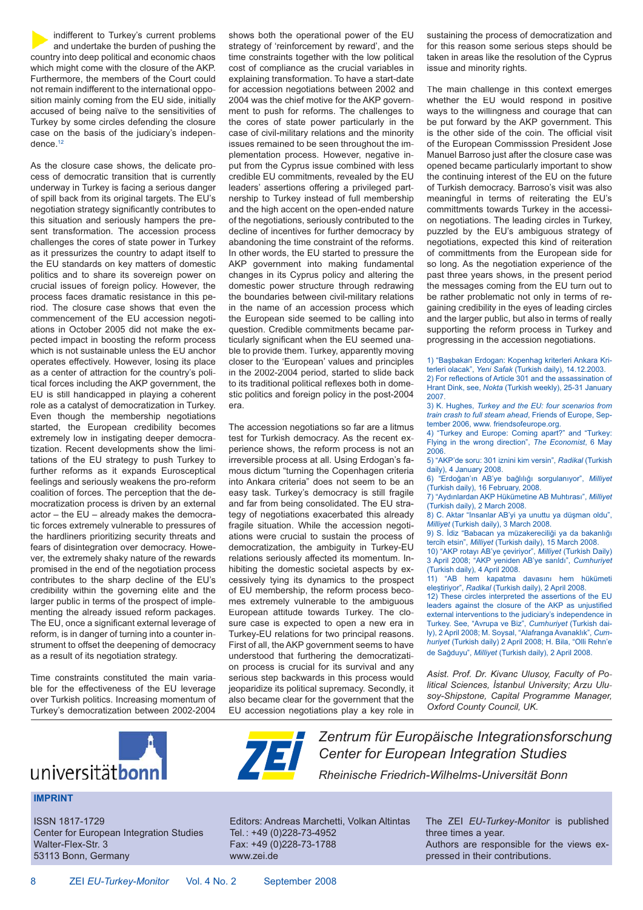indifferent to Turkey's current problems and undertake the burden of pushing the country into deep political and economic chaos which might come with the closure of the AKP. Furthermore, the members of the Court could not remain indifferent to the international opposition mainly coming from the EU side, initially accused of being naïve to the sensitivities of Turkey by some circles defending the closure case on the basis of the judiciary's independence.[12]

As the closure case shows, the delicate process of democratic transition that is currently underway in Turkey is facing a serious danger of spill back from its original targets. The EU's negotiation strategy significantly contributes to this situation and seriously hampers the present transformation. The accession process challenges the cores of state power in Turkey as it pressurizes the country to adapt itself to the EU standards on key matters of domestic politics and to share its sovereign power on crucial issues of foreign policy. However, the process faces dramatic resistance in this period. The closure case shows that even the commencement of the EU accession negotiations in October 2005 did not make the expected impact in boosting the reform process which is not sustainable unless the EU anchor operates effectively. However, losing its place as a center of attraction for the country's political forces including the AKP government, the EU is still handicapped in playing a coherent role as a catalyst of democratization in Turkey. Even though the membership negotiations started, the European credibility becomes extremely low in instigating deeper democratization. Recent developments show the limitations of the EU strategy to push Turkey to further reforms as it expands Eurosceptical feelings and seriously weakens the pro-reform coalition of forces. The perception that the democratization process is driven by an external actor – the EU – already makes the democratic forces extremely vulnerable to pressures of the hardliners prioritizing security threats and fears of disintegration over democracy. However, the extremely shaky nature of the rewards promised in the end of the negotiation process contributes to the sharp decline of the EU's credibility within the governing elite and the larger public in terms of the prospect of implementing the already issued reform packages. The EU, once a significant external leverage of reform, is in danger of turning into a counter instrument to offset the deepening of democracy as a result of its negotiation strategy.

Time constraints constituted the main variable for the effectiveness of the EU leverage over Turkish politics. Increasing momentum of Turkey's democratization between 2002-2004 shows both the operational power of the EU strategy of 'reinforcement by reward', and the time constraints together with the low political cost of compliance as the crucial variables in explaining transformation. To have a start-date for accession negotiations between 2002 and 2004 was the chief motive for the AKP government to push for reforms. The challenges to the cores of state power particularly in the case of civil-military relations and the minority issues remained to be seen throughout the implementation process. However, negative input from the Cyprus issue combined with less credible EU commitments, revealed by the EU leaders' assertions offering a privileged partnership to Turkey instead of full membership and the high accent on the open-ended nature of the negotiations, seriously contributed to the decline of incentives for further democracy by abandoning the time constraint of the reforms. In other words, the EU started to pressure the AKP government into making fundamental changes in its Cyprus policy and altering the domestic power structure through redrawing the boundaries between civil-military relations in the name of an accession process which the European side seemed to be calling into question. Credible commitments became particularly significant when the EU seemed unable to provide them. Turkey, apparently moving closer to the 'European' values and principles in the 2002-2004 period, started to slide back to its traditional political reflexes both in domestic politics and foreign policy in the post-2004 era.

The accession negotiations so far are a litmus test for Turkish democracy. As the recent experience shows, the reform process is not an irreversible process at all. Using Erdogan's famous dictum "turning the Copenhagen criteria into Ankara criteria" does not seem to be an easy task. Turkey's democracy is still fragile and far from being consolidated. The EU strategy of negotiations exacerbated this already fragile situation. While the accession negotiations were crucial to sustain the process of democratization, the ambiguity in Turkey-EU relations seriously affected its momentum. Inhibiting the domestic societal aspects by excessively tying its dynamics to the prospect of EU membership, the reform process becomes extremely vulnerable to the ambiguous European attitude towards Turkey. The closure case is expected to open a new era in Turkey-EU relations for two principal reasons. First of all, the AKP government seems to have understood that furthering the democratization process is crucial for its survival and any serious step backwards in this process would jeoparidize its political supremacy. Secondly, it also became clear for the government that the EU accession negotiations play a key role in sustaining the process of democratization and for this reason some serious steps should be taken in areas like the resolution of the Cyprus issue and minority rights.

The main challenge in this context emerges whether the EU would respond in positive ways to the willingness and courage that can be put forward by the AKP government. This is the other side of the coin. The official visit of the European Commisssion President Jose Manuel Barroso just after the closure case was opened became particularly important to show the continuing interest of the EU on the future of Turkish democracy. Barroso's visit was also meaningful in terms of reiterating the EU's committments towards Turkey in the accession negotiations. The leading circles in Turkey, puzzled by the EU's ambiguous strategy of negotiations, expected this kind of reiteration of committments from the European side for so long. As the negotiation experience of the past three years shows, in the present period the messages coming from the EU turn out to be rather problematic not only in terms of regaining credibility in the eyes of leading circles and the larger public, but also in terms of really supporting the reform process in Turkey and progressing in the accession negotiations.

1) "Başbakan Erdogan: Kopenhag kriterleri Ankara Kriterleri olacak", *Yeni Safak* (Turkish daily), 14.12.2003.
2) For reflections of Article 301 and the assassination of Hrant Dink, see, *Nokta* (Turkish weekly), 25-31 January 2007.
3) K. Hughes, *Turkey and the EU: four scenarios from train crash to full steam ahead*, Friends of Europe, September 2006, www. friendsofeurope.org.
4) "Turkey and Europe: Coming apart?" and "Turkey: Flying in the wrong direction", *The Economist*, 6 May 2006.
5) "AKP'de soru: 301 iznini kim versin", *Radikal* (Turkish daily), 4 January 2008.
6) "Erdoğan'ın AB'ye bağlılığı sorgulanıyor", *Milliyet* (Turkish daily), 16 February, 2008.
7) "Aydınlardan AKP Hükümetine AB Muhtırası", *Milliyet* (Turkish daily), 2 March 2008.
8) C. Aktar "Insanlar AB'yi ya unuttu ya düşman oldu", *Milliyet* (Turkish daily), 3 March 2008.
9) S. İdiz "Babacan ya müzakereciliği ya da bakanlığı tercih etsin", *Milliyet* (Turkish daily), 15 March 2008.
10) "AKP rotayı AB'ye çeviriyor", *Milliyet* (Turkish Daily) 3 April 2008; "AKP yeniden AB'ye sarıldı", *Cumhuriyet* (Turkish daily), 4 April 2008.
11) "AB hem kapatma davasını hem hükümeti eleştiriyor", *Radikal* (Turkish daily), 2 April 2008.
12) These circles interpreted the assertions of the EU leaders against the closure of the AKP as unjustified external interventions to the judiciary's independence in Turkey. See, "Avrupa ve Biz", *Cumhuriyet* (Turkish daily), 2 April 2008; M. Soysal, "Alafranga Avanaklık", *Cumhuriyet* (Turkish daily) 2 April 2008; H. Bila, "Olli Rehn'e de Sağduyu", *Milliyet* (Turkish daily), 2 April 2008.

*Asist. Prof. Dr. Kivanc Ulusoy, Faculty of Political Sciences, İstanbul University; Arzu Ulusoy-Shipstone, Capital Programme Manager, Oxford County Council, UK.*

universitätbonn

ZEI

*Zentrum für Europäische Integrationsforschung*
*Center for European Integration Studies*
*Rheinische Friedrich-Wilhelms-Universität Bonn*

**IMPRINT**

ISSN 1817-1729
Center for European Integration Studies
Walter-Flex-Str. 3
53113 Bonn, Germany

Editors: Andreas Marchetti, Volkan Altintas
Tel.: +49 (0)228-73-4952
Fax: +49 (0)228-73-1788
www.zei.de

The ZEI *EU-Turkey-Monitor* is published three times a year.
Authors are responsible for the views expressed in their contributions.